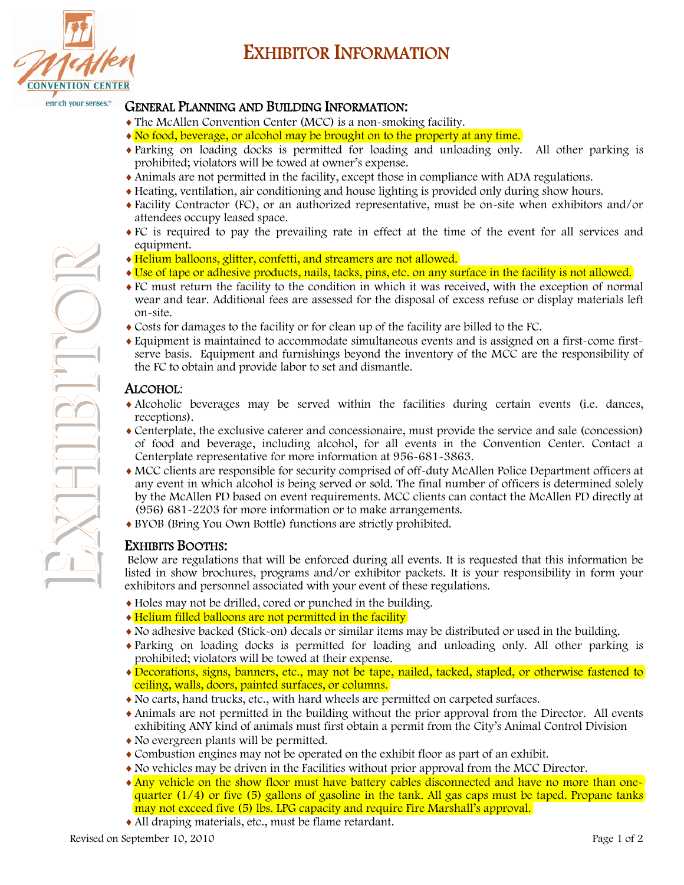# Exhibitor Information

## General Planning and Building Information:

- The McAllen Convention Center (MCC) is a non-smoking facility.
- No food, beverage, or alcohol may be brought on to the property at any time.
- Parking on loading docks is permitted for loading and unloading only. All other parking is prohibited; violators will be towed at owner's expense.
- Animals are not permitted in the facility, except those in compliance with ADA regulations.
- Heating, ventilation, air conditioning and house lighting is provided only during show hours.
- Facility Contractor (FC), or an authorized representative, must be on-site when exhibitors and/or attendees occupy leased space.
- FC is required to pay the prevailing rate in effect at the time of the event for all services and equipment.
- Helium balloons, glitter, confetti, and streamers are not allowed.
- Use of tape or adhesive products, nails, tacks, pins, etc. on any surface in the facility is not allowed.
- FC must return the facility to the condition in which it was received, with the exception of normal wear and tear. Additional fees are assessed for the disposal of excess refuse or display materials left on-site.
- Costs for damages to the facility or for clean up of the facility are billed to the FC.
- Equipment is maintained to accommodate simultaneous events and is assigned on a first-come first-serve basis. Equipment and furnishings beyond the inventory of the MCC are the responsibility of the FC to obtain and provide labor to set and dismantle.

## Alcohol:

- Alcoholic beverages may be served within the facilities during certain events (i.e. dances, receptions).
- Centerplate, the exclusive caterer and concessionaire, must provide the service and sale (concession) of food and beverage, including alcohol, for all events in the Convention Center. Contact a Centerplate representative for more information at 956-681-3863.
- MCC clients are responsible for security comprised of off-duty McAllen Police Department officers at any event in which alcohol is being served or sold. The final number of officers is determined solely by the McAllen PD based on event requirements. MCC clients can contact the McAllen PD directly at (956) 681-2203 for more information or to make arrangements.
- BYOB (Bring You Own Bottle) functions are strictly prohibited.

## Exhibits Booths:

Below are regulations that will be enforced during all events. It is requested that this information be listed in show brochures, programs and/or exhibitor packets. It is your responsibility in form your exhibitors and personnel associated with your event of these regulations.

- Holes may not be drilled, cored or punched in the building.
- Helium filled balloons are not permitted in the facility
- No adhesive backed (Stick-on) decals or similar items may be distributed or used in the building.
- Parking on loading docks is permitted for loading and unloading only. All other parking is prohibited; violators will be towed at their expense.
- Decorations, signs, banners, etc., may not be tape, nailed, tacked, stapled, or otherwise fastened to ceiling, walls, doors, painted surfaces, or columns.
- No carts, hand trucks, etc., with hard wheels are permitted on carpeted surfaces.
- Animals are not permitted in the building without the prior approval from the Director. All events exhibiting ANY kind of animals must first obtain a permit from the City's Animal Control Division
- No evergreen plants will be permitted.
- Combustion engines may not be operated on the exhibit floor as part of an exhibit.
- No vehicles may be driven in the Facilities without prior approval from the MCC Director.
- Any vehicle on the show floor must have battery cables disconnected and have no more than one-quarter (1/4) or five (5) gallons of gasoline in the tank. All gas caps must be taped. Propane tanks may not exceed five (5) lbs. LPG capacity and require Fire Marshall's approval.
- All draping materials, etc., must be flame retardant.

Revised on September 10, 2010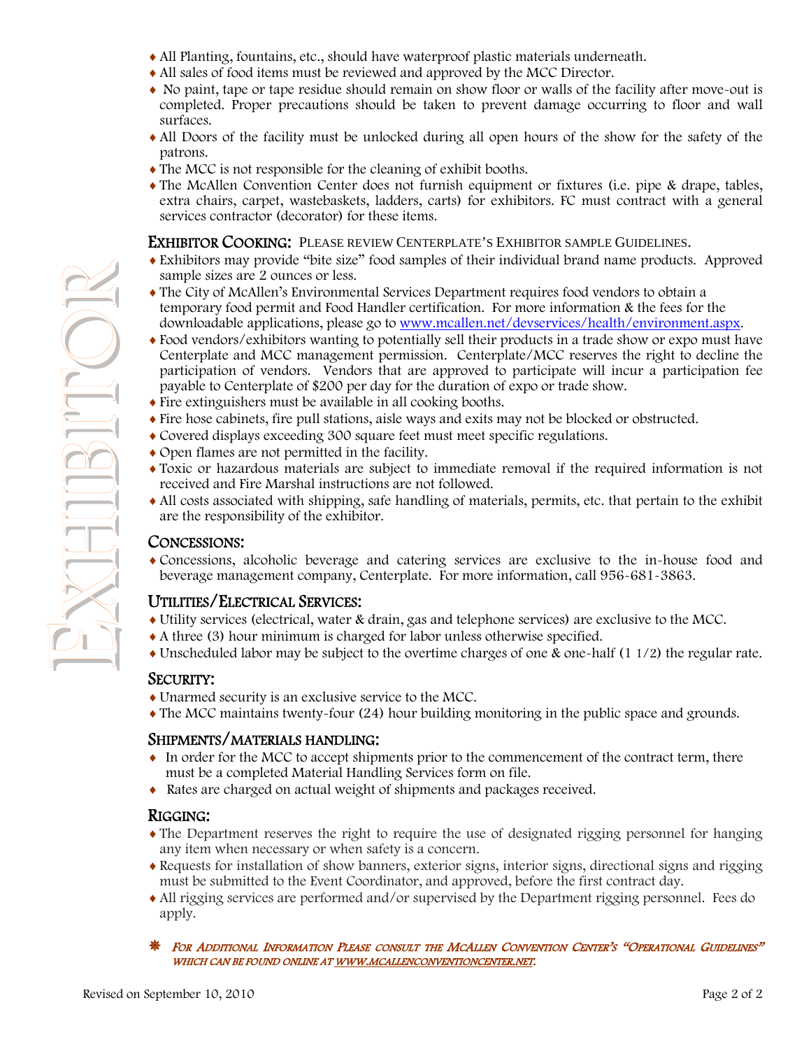- All Planting, fountains, etc., should have waterproof plastic materials underneath.
- All sales of food items must be reviewed and approved by the MCC Director.
- No paint, tape or tape residue should remain on show floor or walls of the facility after move-out is completed. Proper precautions should be taken to prevent damage occurring to floor and wall surfaces.
- All Doors of the facility must be unlocked during all open hours of the show for the safety of the patrons.
- The MCC is not responsible for the cleaning of exhibit booths.
- The McAllen Convention Center does not furnish equipment or fixtures (i.e. pipe & drape, tables, extra chairs, carpet, wastebaskets, ladders, carts) for exhibitors. FC must contract with a general services contractor (decorator) for these items.

## EXHIBITOR COOKING: PLEASE REVIEW CENTERPLATE'S EXHIBITOR SAMPLE GUIDELINES.

- Exhibitors may provide "bite size" food samples of their individual brand name products. Approved sample sizes are 2 ounces or less.
- The City of McAllen's Environmental Services Department requires food vendors to obtain a temporary food permit and Food Handler certification. For more information & the fees for the downloadable applications, please go to www.mcallen.net/devservices/health/environment.aspx.
- Food vendors/exhibitors wanting to potentially sell their products in a trade show or expo must have Centerplate and MCC management permission. Centerplate/MCC reserves the right to decline the participation of vendors. Vendors that are approved to participate will incur a participation fee payable to Centerplate of $200 per day for the duration of expo or trade show.
- Fire extinguishers must be available in all cooking booths.
- Fire hose cabinets, fire pull stations, aisle ways and exits may not be blocked or obstructed.
- Covered displays exceeding 300 square feet must meet specific regulations.
- Open flames are not permitted in the facility.
- Toxic or hazardous materials are subject to immediate removal if the required information is not received and Fire Marshal instructions are not followed.
- All costs associated with shipping, safe handling of materials, permits, etc. that pertain to the exhibit are the responsibility of the exhibitor.

## CONCESSIONS:

- Concessions, alcoholic beverage and catering services are exclusive to the in-house food and beverage management company, Centerplate. For more information, call 956-681-3863.

## UTILITIES/ELECTRICAL SERVICES:

- Utility services (electrical, water & drain, gas and telephone services) are exclusive to the MCC.
- A three (3) hour minimum is charged for labor unless otherwise specified.
- Unscheduled labor may be subject to the overtime charges of one & one-half (1 1/2) the regular rate.

## SECURITY:

- Unarmed security is an exclusive service to the MCC.
- The MCC maintains twenty-four (24) hour building monitoring in the public space and grounds.

## SHIPMENTS/MATERIALS HANDLING:

- In order for the MCC to accept shipments prior to the commencement of the contract term, there must be a completed Material Handling Services form on file.
- Rates are charged on actual weight of shipments and packages received.

## RIGGING:

- The Department reserves the right to require the use of designated rigging personnel for hanging any item when necessary or when safety is a concern.
- Requests for installation of show banners, exterior signs, interior signs, directional signs and rigging must be submitted to the Event Coordinator, and approved, before the first contract day.
- All rigging services are performed and/or supervised by the Department rigging personnel. Fees do apply.

*FOR ADDITIONAL INFORMATION PLEASE CONSULT THE MCALLEN CONVENTION CENTER'S "OPERATIONAL GUIDELINES" WHICH CAN BE FOUND ONLINE AT WWW.MCALLENCONVENTIONCENTER.NET.*

Revised on September 10, 2010